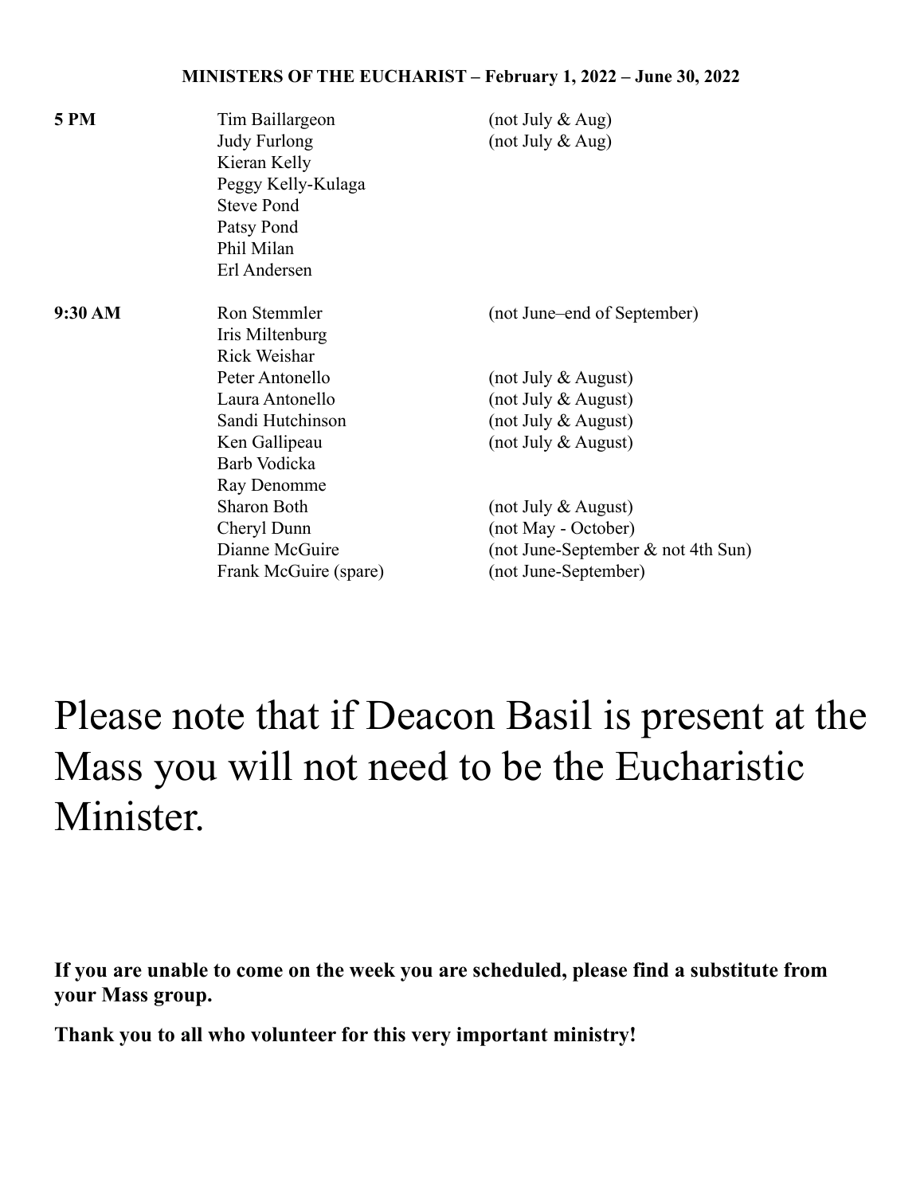**MINISTERS OF THE EUCHARIST – February 1, 2022 – June 30, 2022**

| | | |
|---|---|---|
| **5 PM** | Tim Baillargeon | (not July & Aug) |
| | Judy Furlong | (not July & Aug) |
| | Kieran Kelly | |
| | Peggy Kelly-Kulaga | |
| | Steve Pond | |
| | Patsy Pond | |
| | Phil Milan | |
| | Erl Andersen | |
| **9:30 AM** | Ron Stemmler | (not June–end of September) |
| | Iris Miltenburg | |
| | Rick Weishar | |
| | Peter Antonello | (not July & August) |
| | Laura Antonello | (not July & August) |
| | Sandi Hutchinson | (not July & August) |
| | Ken Gallipeau | (not July & August) |
| | Barb Vodicka | |
| | Ray Denomme | |
| | Sharon Both | (not July & August) |
| | Cheryl Dunn | (not May - October) |
| | Dianne McGuire | (not June-September & not 4th Sun) |
| | Frank McGuire (spare) | (not June-September) |

# Please note that if Deacon Basil is present at the Mass you will not need to be the Eucharistic Minister.

**If you are unable to come on the week you are scheduled, please find a substitute from your Mass group.**

**Thank you to all who volunteer for this very important ministry!**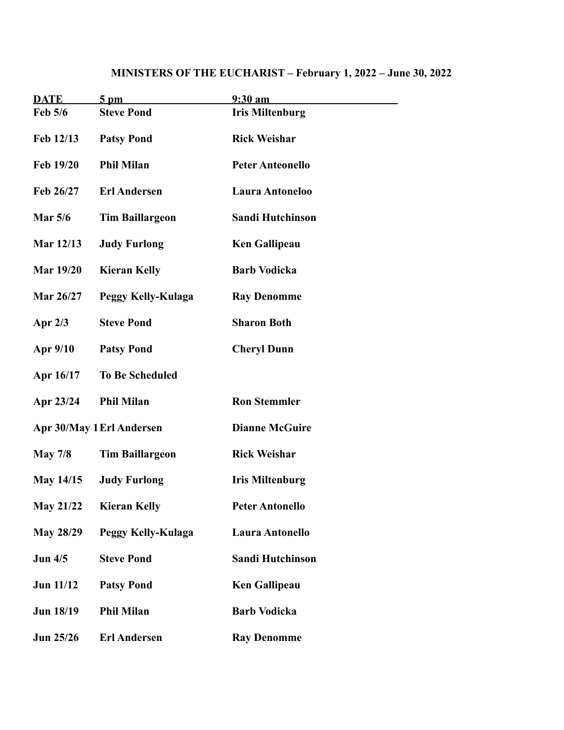**MINISTERS OF THE EUCHARIST – February 1, 2022 – June 30, 2022**

| DATE | 5 pm | 9:30 am |
|---|---|---|
| Feb 5/6 | Steve Pond | Iris Miltenburg |
| Feb 12/13 | Patsy Pond | Rick Weishar |
| Feb 19/20 | Phil Milan | Peter Anteonello |
| Feb 26/27 | Erl Andersen | Laura Antoneloo |
| Mar 5/6 | Tim Baillargeon | Sandi Hutchinson |
| Mar 12/13 | Judy Furlong | Ken Gallipeau |
| Mar 19/20 | Kieran Kelly | Barb Vodicka |
| Mar 26/27 | Peggy Kelly-Kulaga | Ray Denomme |
| Apr 2/3 | Steve Pond | Sharon Both |
| Apr 9/10 | Patsy Pond | Cheryl Dunn |
| Apr 16/17 | To Be Scheduled | |
| Apr 23/24 | Phil Milan | Ron Stemmler |
| Apr 30/May 1 | Erl Andersen | Dianne McGuire |
| May 7/8 | Tim Baillargeon | Rick Weishar |
| May 14/15 | Judy Furlong | Iris Miltenburg |
| May 21/22 | Kieran Kelly | Peter Antonello |
| May 28/29 | Peggy Kelly-Kulaga | Laura Antonello |
| Jun 4/5 | Steve Pond | Sandi Hutchinson |
| Jun 11/12 | Patsy Pond | Ken Gallipeau |
| Jun 18/19 | Phil Milan | Barb Vodicka |
| Jun 25/26 | Erl Andersen | Ray Denomme |